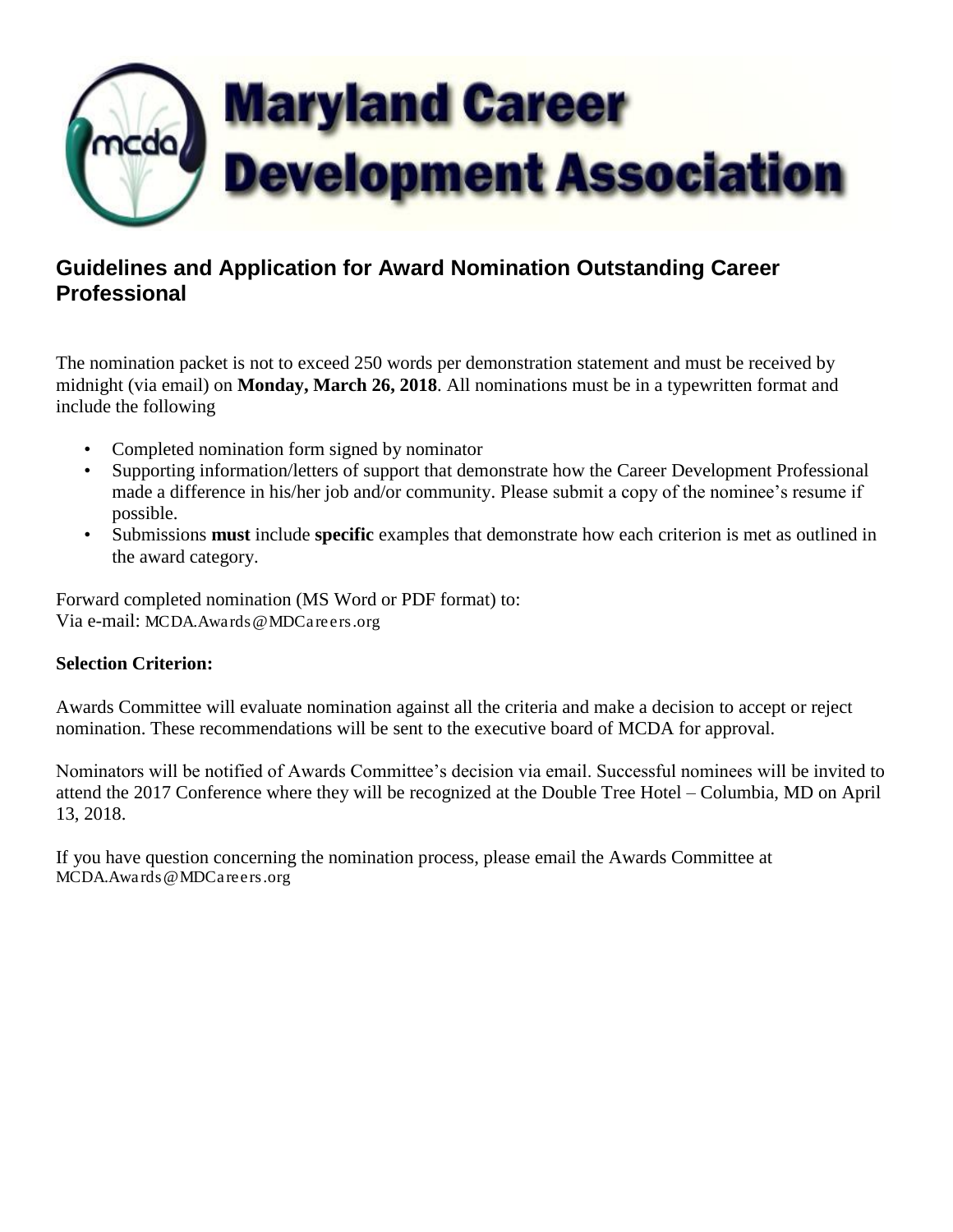# Maryland Career Development Association

## Guidelines and Application for Award Nomination Outstanding Career Professional

The nomination packet is not to exceed 250 words per demonstration statement and must be received by midnight (via email) on **Monday, March 26, 2018**. All nominations must be in a typewritten format and include the following

- Completed nomination form signed by nominator
- Supporting information/letters of support that demonstrate how the Career Development Professional made a difference in his/her job and/or community. Please submit a copy of the nominee's resume if possible.
- Submissions **must** include **specific** examples that demonstrate how each criterion is met as outlined in the award category.

Forward completed nomination (MS Word or PDF format) to:
Via e-mail: MCDA.Awards@MDCareers.org

**Selection Criterion:**

Awards Committee will evaluate nomination against all the criteria and make a decision to accept or reject nomination. These recommendations will be sent to the executive board of MCDA for approval.

Nominators will be notified of Awards Committee's decision via email. Successful nominees will be invited to attend the 2017 Conference where they will be recognized at the Double Tree Hotel – Columbia, MD on April 13, 2018.

If you have question concerning the nomination process, please email the Awards Committee at MCDA.Awards@MDCareers.org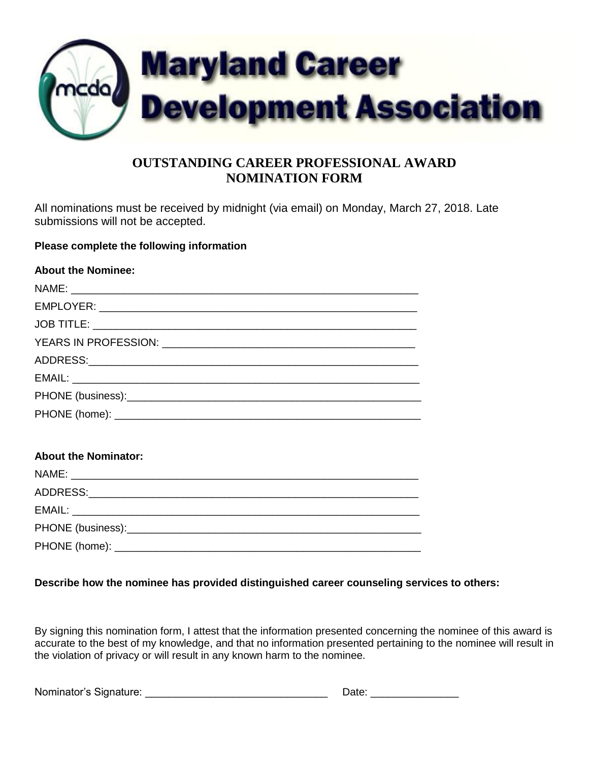# Maryland Career Development Association

## OUTSTANDING CAREER PROFESSIONAL AWARD NOMINATION FORM

All nominations must be received by midnight (via email) on Monday, March 27, 2018. Late submissions will not be accepted.

**Please complete the following information**

**About the Nominee:**

NAME: ____________________________________________________________

EMPLOYER: ________________________________________________________

JOB TITLE: ________________________________________________________

YEARS IN PROFESSION: ___________________________________________

ADDRESS:__________________________________________________________

EMAIL: ____________________________________________________________

PHONE (business):___________________________________________________

PHONE (home): _____________________________________________________

**About the Nominator:**

NAME: ____________________________________________________________

ADDRESS:__________________________________________________________

EMAIL: ____________________________________________________________

PHONE (business):___________________________________________________

PHONE (home): _____________________________________________________

**Describe how the nominee has provided distinguished career counseling services to others:**

By signing this nomination form, I attest that the information presented concerning the nominee of this award is accurate to the best of my knowledge, and that no information presented pertaining to the nominee will result in the violation of privacy or will result in any known harm to the nominee.

Nominator's Signature: _______________________________ Date: _______________